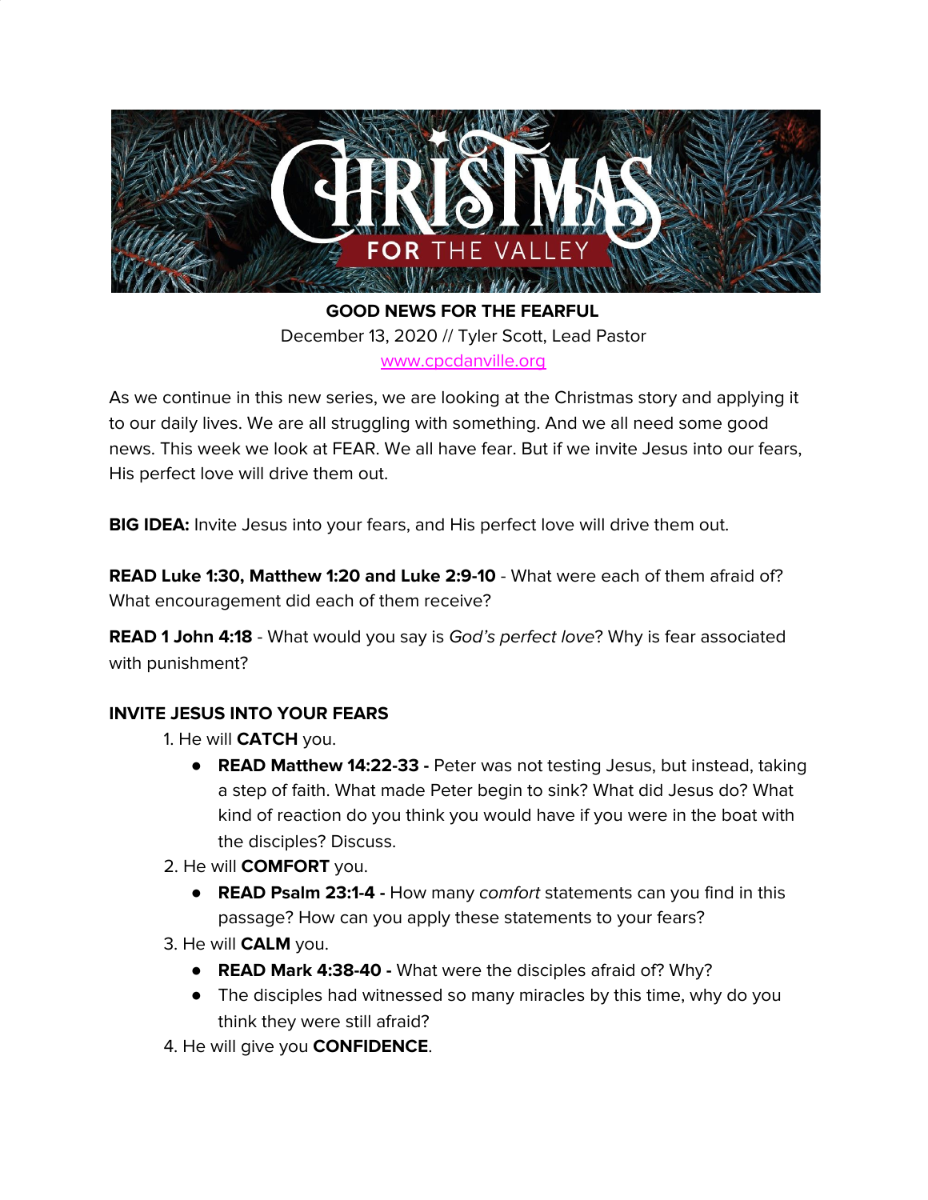**GOOD NEWS FOR THE FEARFUL**

December 13, 2020 // Tyler Scott, Lead Pastor

www.cpcdanville.org

As we continue in this new series, we are looking at the Christmas story and applying it to our daily lives. We are all struggling with something. And we all need some good news. This week we look at FEAR. We all have fear. But if we invite Jesus into our fears, His perfect love will drive them out.

**BIG IDEA:** Invite Jesus into your fears, and His perfect love will drive them out.

**READ Luke 1:30, Matthew 1:20 and Luke 2:9-10** - What were each of them afraid of? What encouragement did each of them receive?

**READ 1 John 4:18** - What would you say is *God's perfect love*? Why is fear associated with punishment?

**INVITE JESUS INTO YOUR FEARS**

1. He will **CATCH** you.
    - **READ Matthew 14:22-33 -** Peter was not testing Jesus, but instead, taking a step of faith. What made Peter begin to sink? What did Jesus do? What kind of reaction do you think you would have if you were in the boat with the disciples? Discuss.
2. He will **COMFORT** you.
    - **READ Psalm 23:1-4 -** How many *comfort* statements can you find in this passage? How can you apply these statements to your fears?
3. He will **CALM** you.
    - **READ Mark 4:38-40 -** What were the disciples afraid of? Why?
    - The disciples had witnessed so many miracles by this time, why do you think they were still afraid?
4. He will give you **CONFIDENCE**.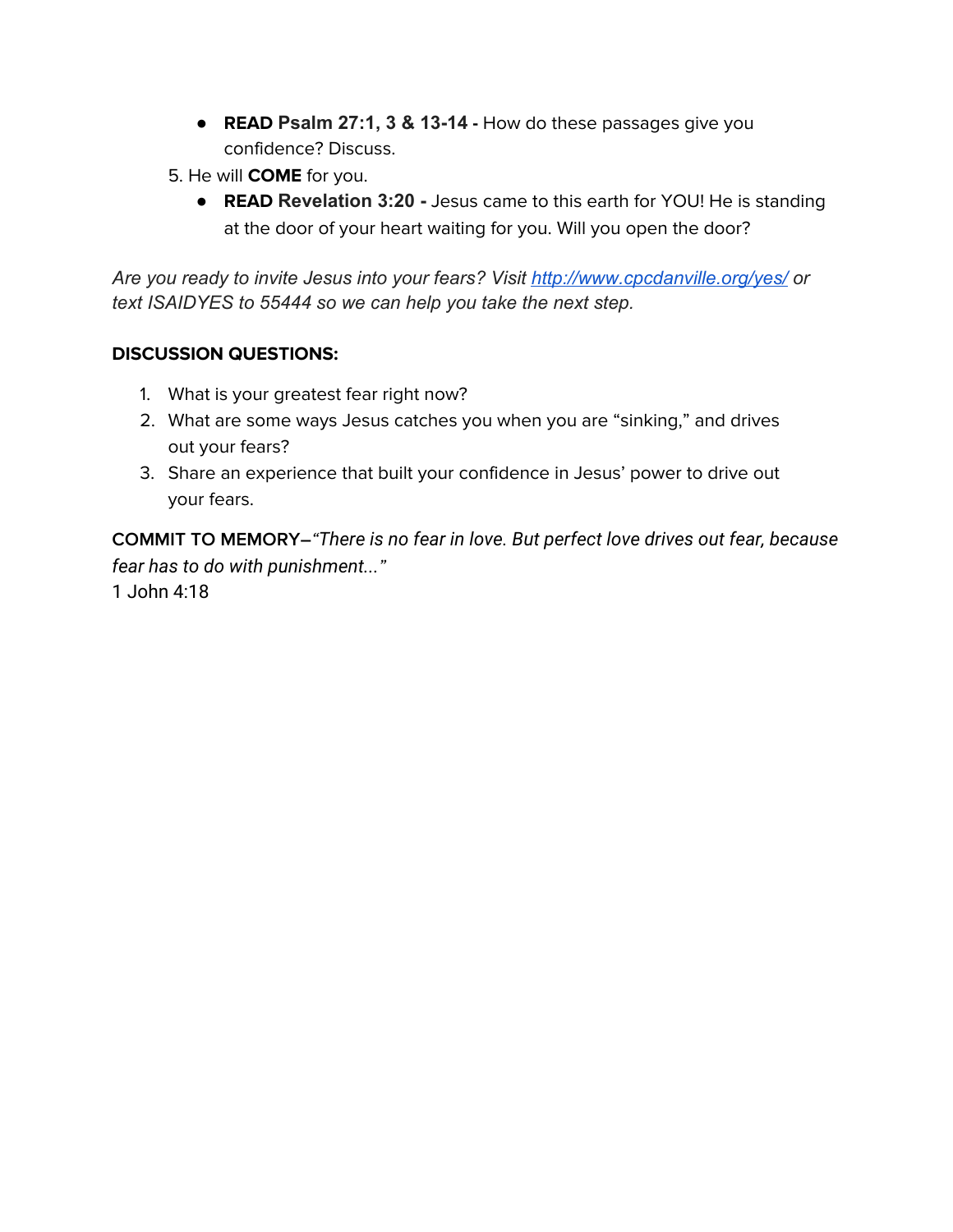- **READ Psalm 27:1, 3 & 13-14 -** How do these passages give you confidence? Discuss.

5. He will **COME** for you.
   - **READ Revelation 3:20 -** Jesus came to this earth for YOU! He is standing at the door of your heart waiting for you. Will you open the door?

*Are you ready to invite Jesus into your fears? Visit [http://www.cpcdanville.org/yes/](http://www.cpcdanville.org/yes/) or text ISAIDYES to 55444 so we can help you take the next step.*

**DISCUSSION QUESTIONS:**

1. What is your greatest fear right now?
2. What are some ways Jesus catches you when you are "sinking," and drives out your fears?
3. Share an experience that built your confidence in Jesus' power to drive out your fears.

**COMMIT TO MEMORY–***"There is no fear in love. But perfect love drives out fear, because fear has to do with punishment..."*
1 John 4:18